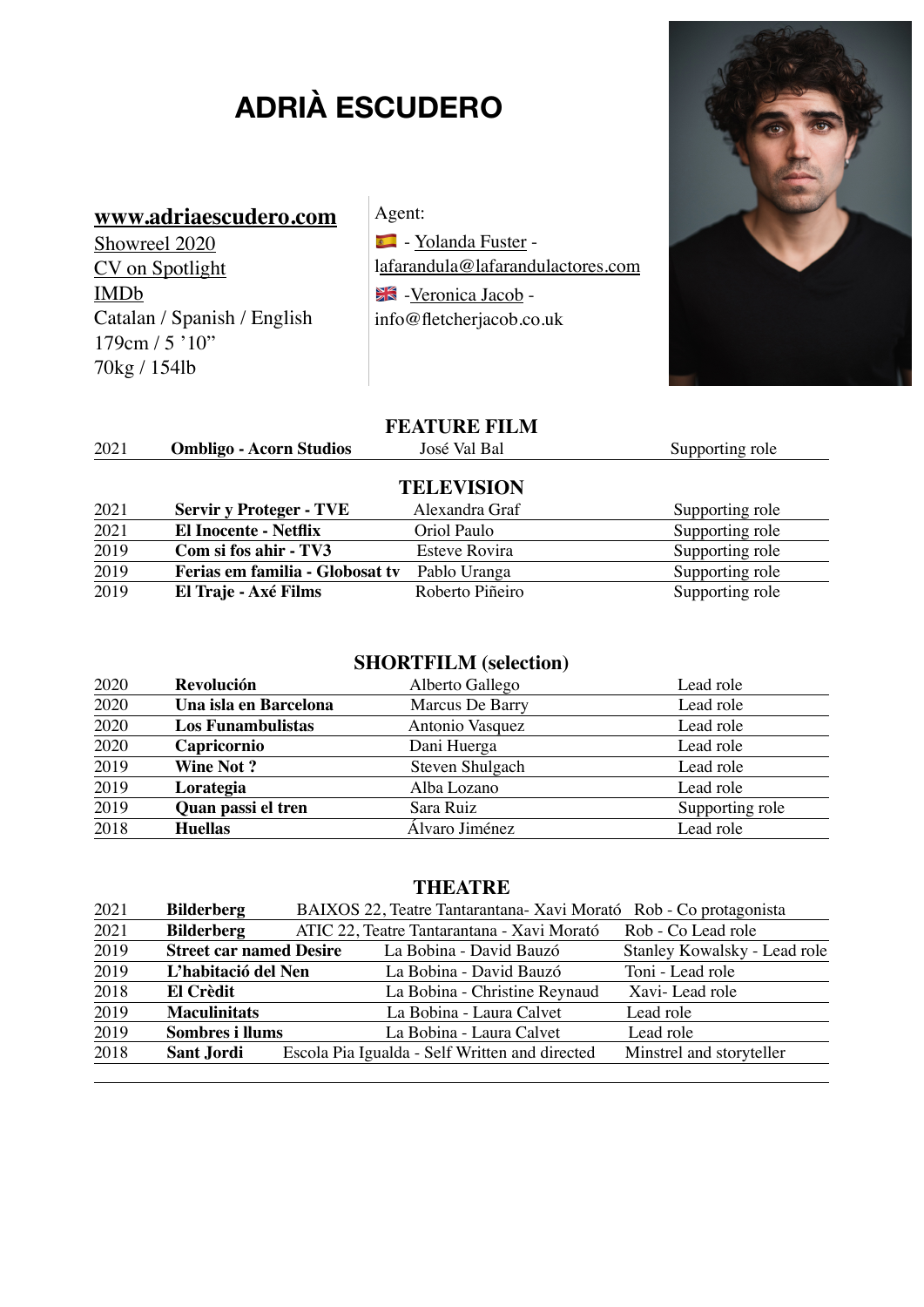# ADRIÀ ESCUDERO

www.adriaescudero.com
Showreel 2020
CV on Spotlight
IMDb
Catalan / Spanish / English
179cm / 5 '10"
70kg / 154lb

Agent:
🇪🇸 - Yolanda Fuster - lafarandula@lafarandulactores.com
🇬🇧 -Veronica Jacob - info@fletcherjacob.co.uk

## FEATURE FILM

| | | | |
|---|---|---|---|
| 2021 | **Ombligo - Acorn Studios** | José Val Bal | Supporting role |

## TELEVISION

| | | | |
|---|---|---|---|
| 2021 | **Servir y Proteger - TVE** | Alexandra Graf | Supporting role |
| 2021 | **El Inocente - Netflix** | Oriol Paulo | Supporting role |
| 2019 | **Com si fos ahir - TV3** | Esteve Rovira | Supporting role |
| 2019 | **Ferias em familia - Globosat tv** | Pablo Uranga | Supporting role |
| 2019 | **El Traje - Axé Films** | Roberto Piñeiro | Supporting role |

## SHORTFILM (selection)

| | | | |
|---|---|---|---|
| 2020 | **Revolución** | Alberto Gallego | Lead role |
| 2020 | **Una isla en Barcelona** | Marcus De Barry | Lead role |
| 2020 | **Los Funambulistas** | Antonio Vasquez | Lead role |
| 2020 | **Capricornio** | Dani Huerga | Lead role |
| 2019 | **Wine Not ?** | Steven Shulgach | Lead role |
| 2019 | **Lorategia** | Alba Lozano | Lead role |
| 2019 | **Quan passi el tren** | Sara Ruiz | Supporting role |
| 2018 | **Huellas** | Álvaro Jiménez | Lead role |

## THEATRE

| | | | |
|---|---|---|---|
| 2021 | **Bilderberg** | BAIXOS 22, Teatre Tantarantana- Xavi Morató | Rob - Co protagonista |
| 2021 | **Bilderberg** | ATIC 22, Teatre Tantarantana - Xavi Morató | Rob - Co Lead role |
| 2019 | **Street car named Desire** | La Bobina - David Bauzó | Stanley Kowalsky - Lead role |
| 2019 | **L'habitació del Nen** | La Bobina - David Bauzó | Toni - Lead role |
| 2018 | **El Crèdit** | La Bobina - Christine Reynaud | Xavi- Lead role |
| 2019 | **Maculinitats** | La Bobina - Laura Calvet | Lead role |
| 2019 | **Sombres i llums** | La Bobina - Laura Calvet | Lead role |
| 2018 | **Sant Jordi** | Escola Pia Igualda - Self Written and directed | Minstrel and storyteller |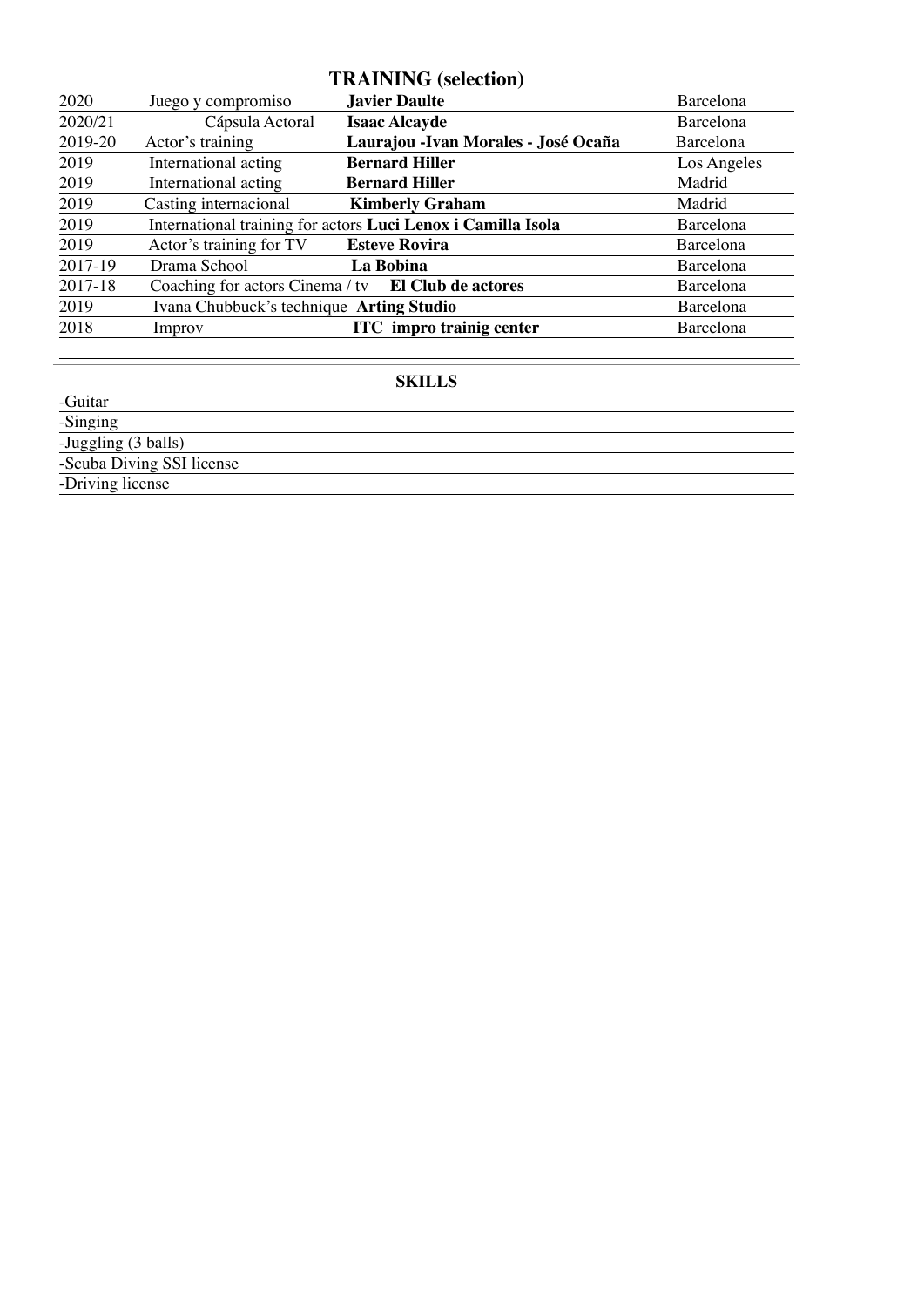## TRAINING (selection)

| | | | |
|---|---|---|---|
| 2020 | Juego y compromiso | **Javier Daulte** | Barcelona |
| 2020/21 | Cápsula Actoral | **Isaac Alcayde** | Barcelona |
| 2019-20 | Actor's training | **Laurajou -Ivan Morales - José Ocaña** | Barcelona |
| 2019 | International acting | **Bernard Hiller** | Los Angeles |
| 2019 | International acting | **Bernard Hiller** | Madrid |
| 2019 | Casting internacional | **Kimberly Graham** | Madrid |
| 2019 | International training for actors | **Luci Lenox i Camilla Isola** | Barcelona |
| 2019 | Actor's training for TV | **Esteve Rovira** | Barcelona |
| 2017-19 | Drama School | **La Bobina** | Barcelona |
| 2017-18 | Coaching for actors Cinema / tv | **El Club de actores** | Barcelona |
| 2019 | Ivana Chubbuck's technique | **Arting Studio** | Barcelona |
| 2018 | Improv | **ITC impro trainig center** | Barcelona |

## SKILLS

-Guitar

-Singing

-Juggling (3 balls)

-Scuba Diving SSI license

-Driving license